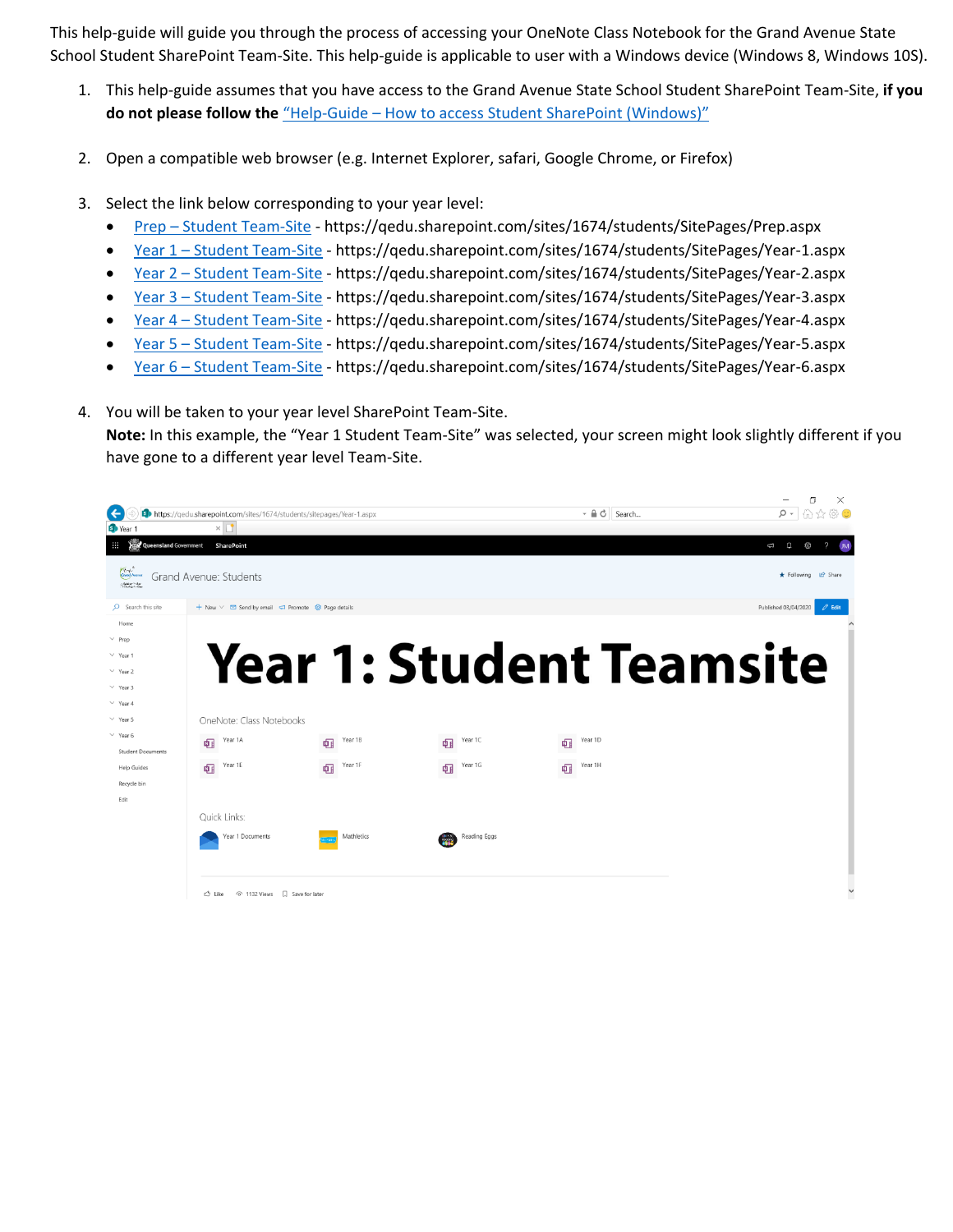This help-guide will guide you through the process of accessing your OneNote Class Notebook for the Grand Avenue State School Student SharePoint Team-Site. This help-guide is applicable to user with a Windows device (Windows 8, Windows 10S).

1. This help-guide assumes that you have access to the Grand Avenue State School Student SharePoint Team-Site, **if you do not please follow the** "Help-Guide – How to access Student SharePoint (Windows)"

2. Open a compatible web browser (e.g. Internet Explorer, safari, Google Chrome, or Firefox)

3. Select the link below corresponding to your year level:
   - Prep – Student Team-Site - https://qedu.sharepoint.com/sites/1674/students/SitePages/Prep.aspx
   - Year 1 – Student Team-Site - https://qedu.sharepoint.com/sites/1674/students/SitePages/Year-1.aspx
   - Year 2 – Student Team-Site - https://qedu.sharepoint.com/sites/1674/students/SitePages/Year-2.aspx
   - Year 3 – Student Team-Site - https://qedu.sharepoint.com/sites/1674/students/SitePages/Year-3.aspx
   - Year 4 – Student Team-Site - https://qedu.sharepoint.com/sites/1674/students/SitePages/Year-4.aspx
   - Year 5 – Student Team-Site - https://qedu.sharepoint.com/sites/1674/students/SitePages/Year-5.aspx
   - Year 6 – Student Team-Site - https://qedu.sharepoint.com/sites/1674/students/SitePages/Year-6.aspx

4. You will be taken to your year level SharePoint Team-Site.
   **Note:** In this example, the "Year 1 Student Team-Site" was selected, your screen might look slightly different if you have gone to a different year level Team-Site.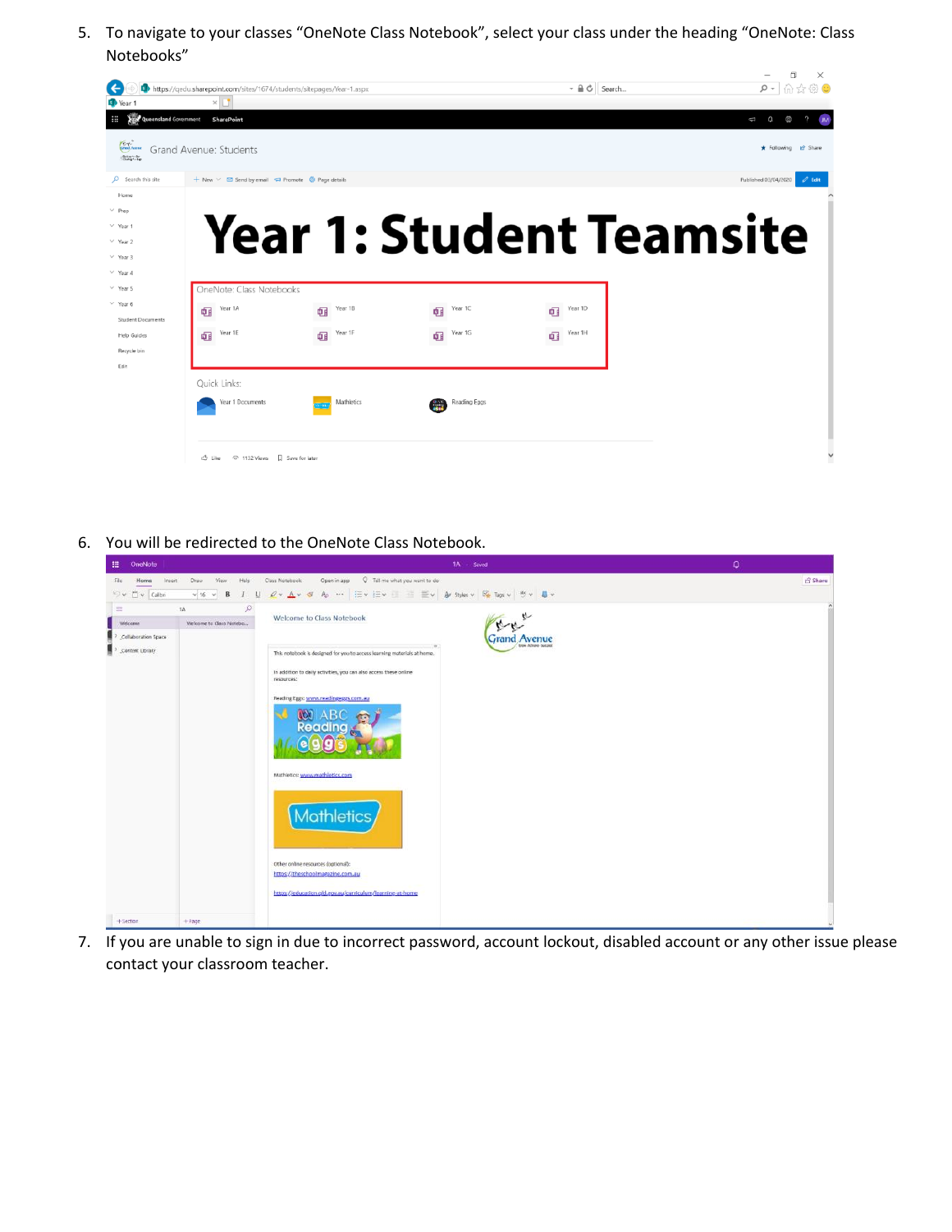5. To navigate to your classes "OneNote Class Notebook", select your class under the heading "OneNote: Class Notebooks"

6. You will be redirected to the OneNote Class Notebook.

7. If you are unable to sign in due to incorrect password, account lockout, disabled account or any other issue please contact your classroom teacher.